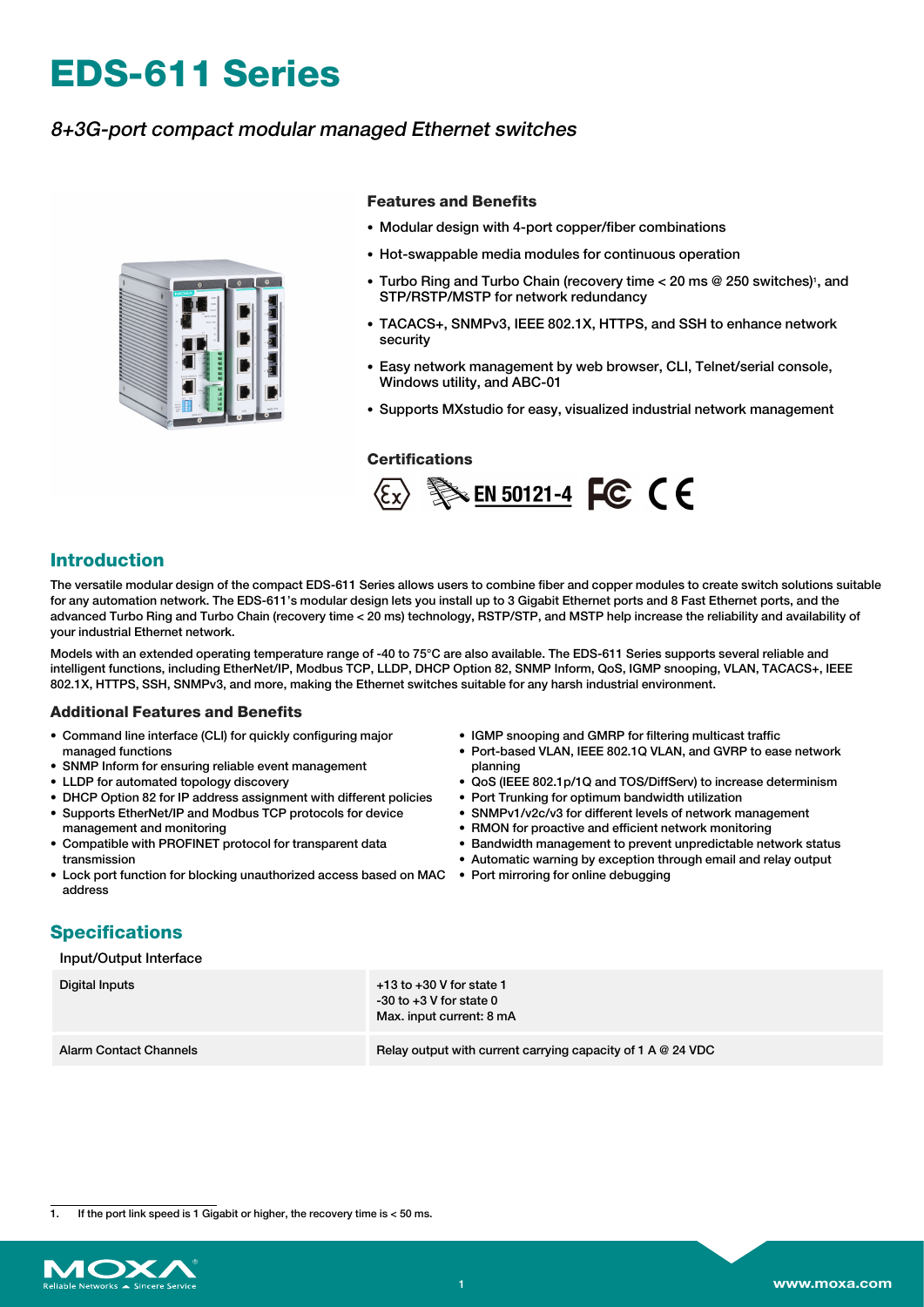# EDS-611 Series

*8+3G-port compact modular managed Ethernet switches*

### Features and Benefits

- Modular design with 4-port copper/fiber combinations
- Hot-swappable media modules for continuous operation
- Turbo Ring and Turbo Chain (recovery time < 20 ms @ 250 switches)[1], and STP/RSTP/MSTP for network redundancy
- TACACS+, SNMPv3, IEEE 802.1X, HTTPS, and SSH to enhance network security
- Easy network management by web browser, CLI, Telnet/serial console, Windows utility, and ABC-01
- Supports MXstudio for easy, visualized industrial network management

### Certifications

EN 50121-4

## Introduction

The versatile modular design of the compact EDS-611 Series allows users to combine fiber and copper modules to create switch solutions suitable for any automation network. The EDS-611's modular design lets you install up to 3 Gigabit Ethernet ports and 8 Fast Ethernet ports, and the advanced Turbo Ring and Turbo Chain (recovery time < 20 ms) technology, RSTP/STP, and MSTP help increase the reliability and availability of your industrial Ethernet network.

Models with an extended operating temperature range of -40 to 75°C are also available. The EDS-611 Series supports several reliable and intelligent functions, including EtherNet/IP, Modbus TCP, LLDP, DHCP Option 82, SNMP Inform, QoS, IGMP snooping, VLAN, TACACS+, IEEE 802.1X, HTTPS, SSH, SNMPv3, and more, making the Ethernet switches suitable for any harsh industrial environment.

### Additional Features and Benefits

- Command line interface (CLI) for quickly configuring major managed functions
- SNMP Inform for ensuring reliable event management
- LLDP for automated topology discovery
- DHCP Option 82 for IP address assignment with different policies
- Supports EtherNet/IP and Modbus TCP protocols for device management and monitoring
- Compatible with PROFINET protocol for transparent data transmission
- Lock port function for blocking unauthorized access based on MAC address
- IGMP snooping and GMRP for filtering multicast traffic
- Port-based VLAN, IEEE 802.1Q VLAN, and GVRP to ease network planning
- QoS (IEEE 802.1p/1Q and TOS/DiffServ) to increase determinism
- Port Trunking for optimum bandwidth utilization
- SNMPv1/v2c/v3 for different levels of network management
- RMON for proactive and efficient network monitoring
- Bandwidth management to prevent unpredictable network status
- Automatic warning by exception through email and relay output
- Port mirroring for online debugging

## Specifications

### Input/Output Interface

| | |
|---|---|
| Digital Inputs | +13 to +30 V for state 1<br>-30 to +3 V for state 0<br>Max. input current: 8 mA |
| Alarm Contact Channels | Relay output with current carrying capacity of 1 A @ 24 VDC |

1. If the port link speed is 1 Gigabit or higher, the recovery time is < 50 ms.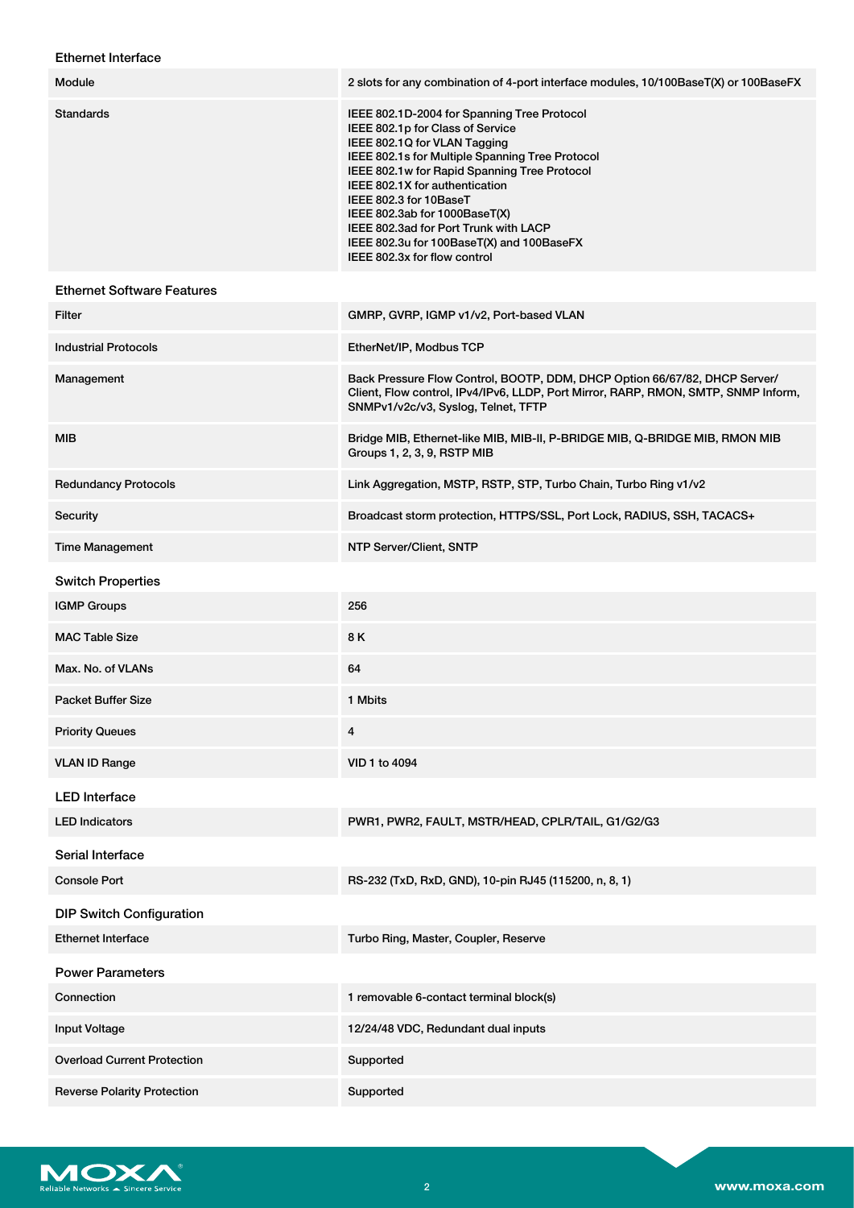### Ethernet Interface

| | |
|---|---|
| Module | 2 slots for any combination of 4-port interface modules, 10/100BaseT(X) or 100BaseFX |
| Standards | IEEE 802.1D-2004 for Spanning Tree Protocol<br>IEEE 802.1p for Class of Service<br>IEEE 802.1Q for VLAN Tagging<br>IEEE 802.1s for Multiple Spanning Tree Protocol<br>IEEE 802.1w for Rapid Spanning Tree Protocol<br>IEEE 802.1X for authentication<br>IEEE 802.3 for 10BaseT<br>IEEE 802.3ab for 1000BaseT(X)<br>IEEE 802.3ad for Port Trunk with LACP<br>IEEE 802.3u for 100BaseT(X) and 100BaseFX<br>IEEE 802.3x for flow control |

### Ethernet Software Features

| | |
|---|---|
| Filter | GMRP, GVRP, IGMP v1/v2, Port-based VLAN |
| Industrial Protocols | EtherNet/IP, Modbus TCP |
| Management | Back Pressure Flow Control, BOOTP, DDM, DHCP Option 66/67/82, DHCP Server/Client, Flow control, IPv4/IPv6, LLDP, Port Mirror, RARP, RMON, SMTP, SNMP Inform, SNMPv1/v2c/v3, Syslog, Telnet, TFTP |
| MIB | Bridge MIB, Ethernet-like MIB, MIB-II, P-BRIDGE MIB, Q-BRIDGE MIB, RMON MIB Groups 1, 2, 3, 9, RSTP MIB |
| Redundancy Protocols | Link Aggregation, MSTP, RSTP, STP, Turbo Chain, Turbo Ring v1/v2 |
| Security | Broadcast storm protection, HTTPS/SSL, Port Lock, RADIUS, SSH, TACACS+ |
| Time Management | NTP Server/Client, SNTP |

### Switch Properties

| | |
|---|---|
| IGMP Groups | 256 |
| MAC Table Size | 8 K |
| Max. No. of VLANs | 64 |
| Packet Buffer Size | 1 Mbits |
| Priority Queues | 4 |
| VLAN ID Range | VID 1 to 4094 |

### LED Interface

| | |
|---|---|
| LED Indicators | PWR1, PWR2, FAULT, MSTR/HEAD, CPLR/TAIL, G1/G2/G3 |

### Serial Interface

| | |
|---|---|
| Console Port | RS-232 (TxD, RxD, GND), 10-pin RJ45 (115200, n, 8, 1) |

### DIP Switch Configuration

| | |
|---|---|
| Ethernet Interface | Turbo Ring, Master, Coupler, Reserve |

### Power Parameters

| | |
|---|---|
| Connection | 1 removable 6-contact terminal block(s) |
| Input Voltage | 12/24/48 VDC, Redundant dual inputs |
| Overload Current Protection | Supported |
| Reverse Polarity Protection | Supported |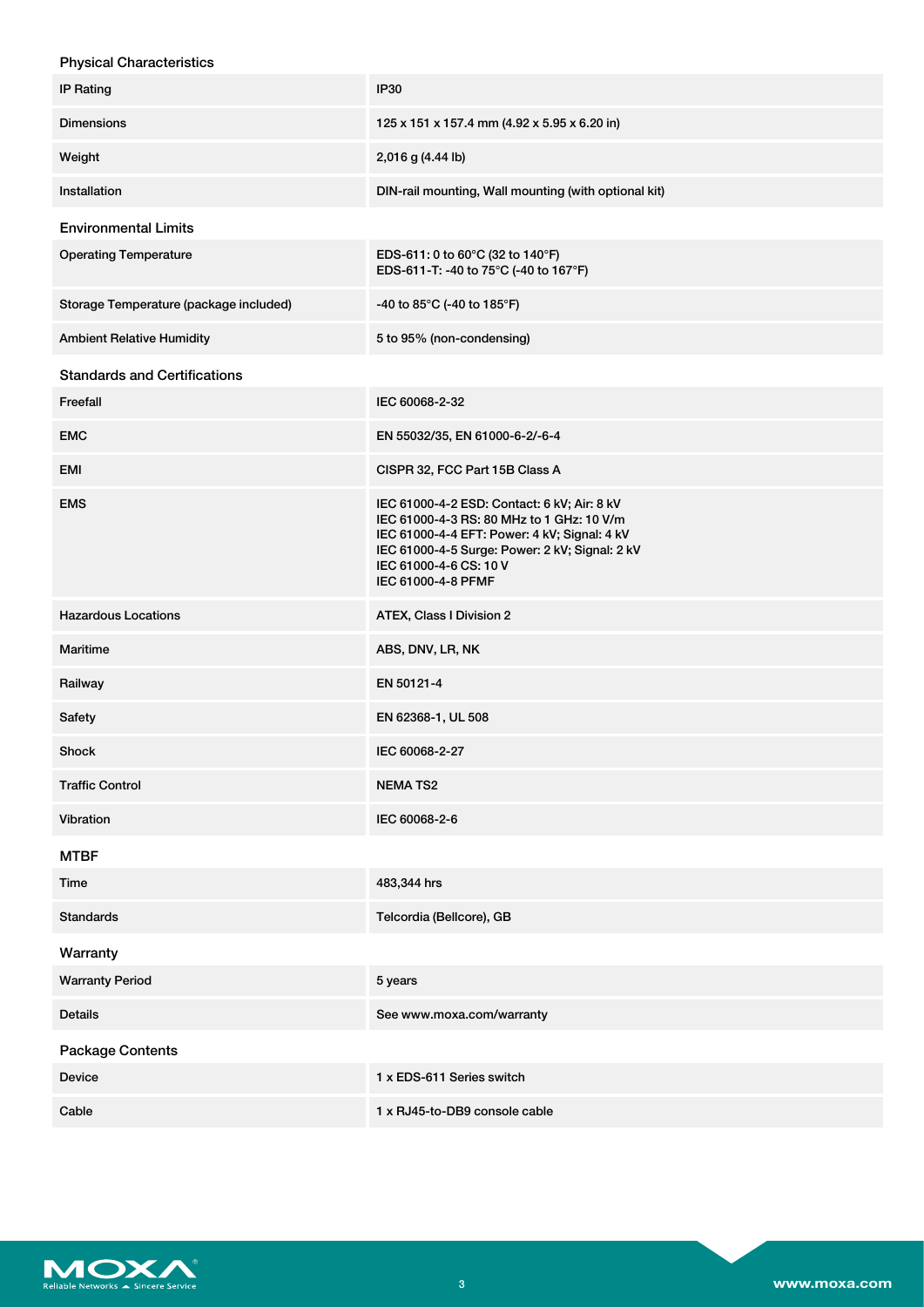### Physical Characteristics

| | |
|---|---|
| IP Rating | IP30 |
| Dimensions | 125 x 151 x 157.4 mm (4.92 x 5.95 x 6.20 in) |
| Weight | 2,016 g (4.44 lb) |
| Installation | DIN-rail mounting, Wall mounting (with optional kit) |

### Environmental Limits

| | |
|---|---|
| Operating Temperature | EDS-611: 0 to 60°C (32 to 140°F)<br>EDS-611-T: -40 to 75°C (-40 to 167°F) |
| Storage Temperature (package included) | -40 to 85°C (-40 to 185°F) |
| Ambient Relative Humidity | 5 to 95% (non-condensing) |

### Standards and Certifications

| | |
|---|---|
| Freefall | IEC 60068-2-32 |
| EMC | EN 55032/35, EN 61000-6-2/-6-4 |
| EMI | CISPR 32, FCC Part 15B Class A |
| EMS | IEC 61000-4-2 ESD: Contact: 6 kV; Air: 8 kV<br>IEC 61000-4-3 RS: 80 MHz to 1 GHz: 10 V/m<br>IEC 61000-4-4 EFT: Power: 4 kV; Signal: 4 kV<br>IEC 61000-4-5 Surge: Power: 2 kV; Signal: 2 kV<br>IEC 61000-4-6 CS: 10 V<br>IEC 61000-4-8 PFMF |
| Hazardous Locations | ATEX, Class I Division 2 |
| Maritime | ABS, DNV, LR, NK |
| Railway | EN 50121-4 |
| Safety | EN 62368-1, UL 508 |
| Shock | IEC 60068-2-27 |
| Traffic Control | NEMA TS2 |
| Vibration | IEC 60068-2-6 |

### MTBF

| | |
|---|---|
| Time | 483,344 hrs |
| Standards | Telcordia (Bellcore), GB |

### Warranty

| | |
|---|---|
| Warranty Period | 5 years |
| Details | See www.moxa.com/warranty |

### Package Contents

| | |
|---|---|
| Device | 1 x EDS-611 Series switch |
| Cable | 1 x RJ45-to-DB9 console cable |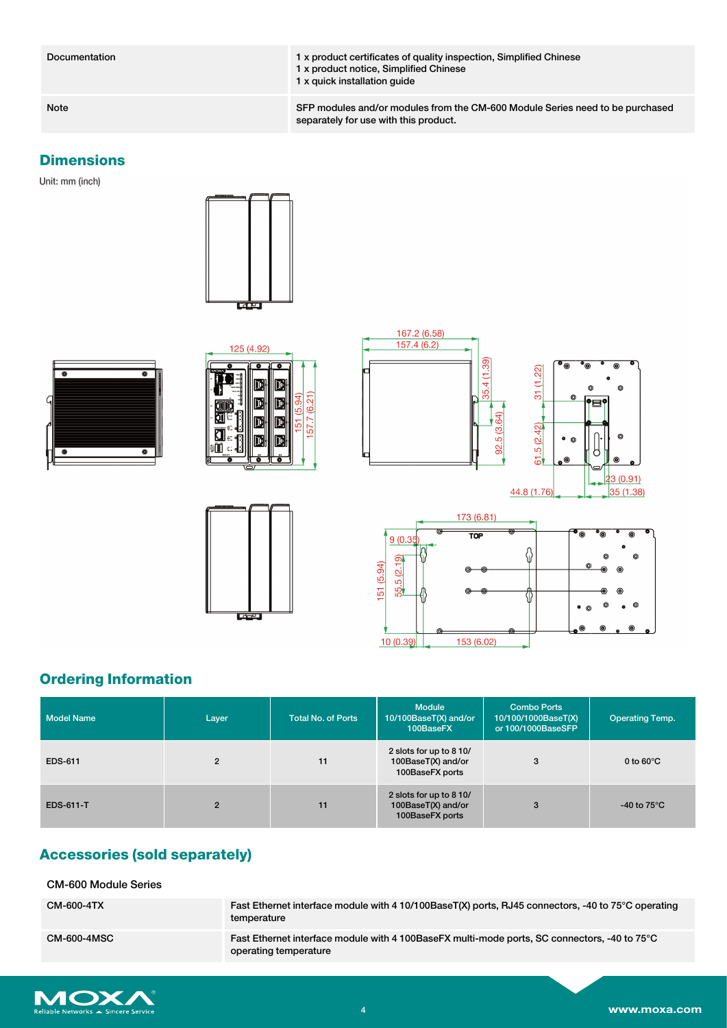| Documentation | 1 x product certificates of quality inspection, Simplified Chinese<br>1 x product notice, Simplified Chinese<br>1 x quick installation guide |
|---|---|
| Note | SFP modules and/or modules from the CM-600 Module Series need to be purchased separately for use with this product. |

## Dimensions

Unit: mm (inch)

## Ordering Information

| Model Name | Layer | Total No. of Ports | Module 10/100BaseT(X) and/or 100BaseFX | Combo Ports 10/100/1000BaseT(X) or 100/1000BaseSFP | Operating Temp. |
|---|---|---|---|---|---|
| EDS-611 | 2 | 11 | 2 slots for up to 8 10/100BaseT(X) and/or 100BaseFX ports | 3 | 0 to 60°C |
| EDS-611-T | 2 | 11 | 2 slots for up to 8 10/100BaseT(X) and/or 100BaseFX ports | 3 | -40 to 75°C |

## Accessories (sold separately)

### CM-600 Module Series

| CM-600-4TX | Fast Ethernet interface module with 4 10/100BaseT(X) ports, RJ45 connectors, -40 to 75°C operating temperature |
|---|---|
| CM-600-4MSC | Fast Ethernet interface module with 4 100BaseFX multi-mode ports, SC connectors, -40 to 75°C operating temperature |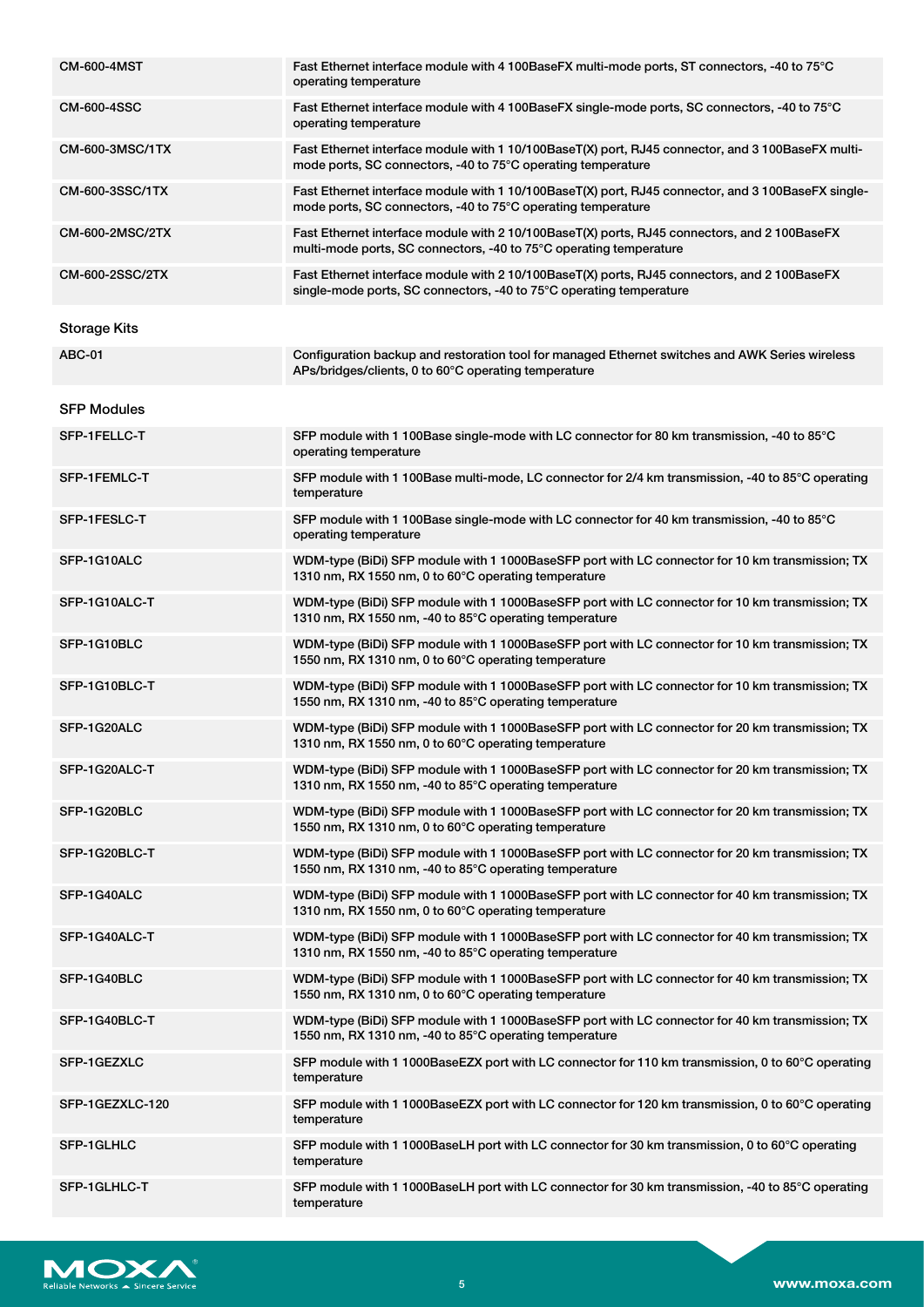| | |
|---|---|
| CM-600-4MST | Fast Ethernet interface module with 4 100BaseFX multi-mode ports, ST connectors, -40 to 75°C operating temperature |
| CM-600-4SSC | Fast Ethernet interface module with 4 100BaseFX single-mode ports, SC connectors, -40 to 75°C operating temperature |
| CM-600-3MSC/1TX | Fast Ethernet interface module with 1 10/100BaseT(X) port, RJ45 connector, and 3 100BaseFX multi-mode ports, SC connectors, -40 to 75°C operating temperature |
| CM-600-3SSC/1TX | Fast Ethernet interface module with 1 10/100BaseT(X) port, RJ45 connector, and 3 100BaseFX single-mode ports, SC connectors, -40 to 75°C operating temperature |
| CM-600-2MSC/2TX | Fast Ethernet interface module with 2 10/100BaseT(X) ports, RJ45 connectors, and 2 100BaseFX multi-mode ports, SC connectors, -40 to 75°C operating temperature |
| CM-600-2SSC/2TX | Fast Ethernet interface module with 2 10/100BaseT(X) ports, RJ45 connectors, and 2 100BaseFX single-mode ports, SC connectors, -40 to 75°C operating temperature |

### Storage Kits

| | |
|---|---|
| ABC-01 | Configuration backup and restoration tool for managed Ethernet switches and AWK Series wireless APs/bridges/clients, 0 to 60°C operating temperature |

### SFP Modules

| | |
|---|---|
| SFP-1FELLC-T | SFP module with 1 100Base single-mode with LC connector for 80 km transmission, -40 to 85°C operating temperature |
| SFP-1FEMLC-T | SFP module with 1 100Base multi-mode, LC connector for 2/4 km transmission, -40 to 85°C operating temperature |
| SFP-1FESLC-T | SFP module with 1 100Base single-mode with LC connector for 40 km transmission, -40 to 85°C operating temperature |
| SFP-1G10ALC | WDM-type (BiDi) SFP module with 1 1000BaseSFP port with LC connector for 10 km transmission; TX 1310 nm, RX 1550 nm, 0 to 60°C operating temperature |
| SFP-1G10ALC-T | WDM-type (BiDi) SFP module with 1 1000BaseSFP port with LC connector for 10 km transmission; TX 1310 nm, RX 1550 nm, -40 to 85°C operating temperature |
| SFP-1G10BLC | WDM-type (BiDi) SFP module with 1 1000BaseSFP port with LC connector for 10 km transmission; TX 1550 nm, RX 1310 nm, 0 to 60°C operating temperature |
| SFP-1G10BLC-T | WDM-type (BiDi) SFP module with 1 1000BaseSFP port with LC connector for 10 km transmission; TX 1550 nm, RX 1310 nm, -40 to 85°C operating temperature |
| SFP-1G20ALC | WDM-type (BiDi) SFP module with 1 1000BaseSFP port with LC connector for 20 km transmission; TX 1310 nm, RX 1550 nm, 0 to 60°C operating temperature |
| SFP-1G20ALC-T | WDM-type (BiDi) SFP module with 1 1000BaseSFP port with LC connector for 20 km transmission; TX 1310 nm, RX 1550 nm, -40 to 85°C operating temperature |
| SFP-1G20BLC | WDM-type (BiDi) SFP module with 1 1000BaseSFP port with LC connector for 20 km transmission; TX 1550 nm, RX 1310 nm, 0 to 60°C operating temperature |
| SFP-1G20BLC-T | WDM-type (BiDi) SFP module with 1 1000BaseSFP port with LC connector for 20 km transmission; TX 1550 nm, RX 1310 nm, -40 to 85°C operating temperature |
| SFP-1G40ALC | WDM-type (BiDi) SFP module with 1 1000BaseSFP port with LC connector for 40 km transmission; TX 1310 nm, RX 1550 nm, 0 to 60°C operating temperature |
| SFP-1G40ALC-T | WDM-type (BiDi) SFP module with 1 1000BaseSFP port with LC connector for 40 km transmission; TX 1310 nm, RX 1550 nm, -40 to 85°C operating temperature |
| SFP-1G40BLC | WDM-type (BiDi) SFP module with 1 1000BaseSFP port with LC connector for 40 km transmission; TX 1550 nm, RX 1310 nm, 0 to 60°C operating temperature |
| SFP-1G40BLC-T | WDM-type (BiDi) SFP module with 1 1000BaseSFP port with LC connector for 40 km transmission; TX 1550 nm, RX 1310 nm, -40 to 85°C operating temperature |
| SFP-1GEZXLC | SFP module with 1 1000BaseEZX port with LC connector for 110 km transmission, 0 to 60°C operating temperature |
| SFP-1GEZXLC-120 | SFP module with 1 1000BaseEZX port with LC connector for 120 km transmission, 0 to 60°C operating temperature |
| SFP-1GLHLC | SFP module with 1 1000BaseLH port with LC connector for 30 km transmission, 0 to 60°C operating temperature |
| SFP-1GLHLC-T | SFP module with 1 1000BaseLH port with LC connector for 30 km transmission, -40 to 85°C operating temperature |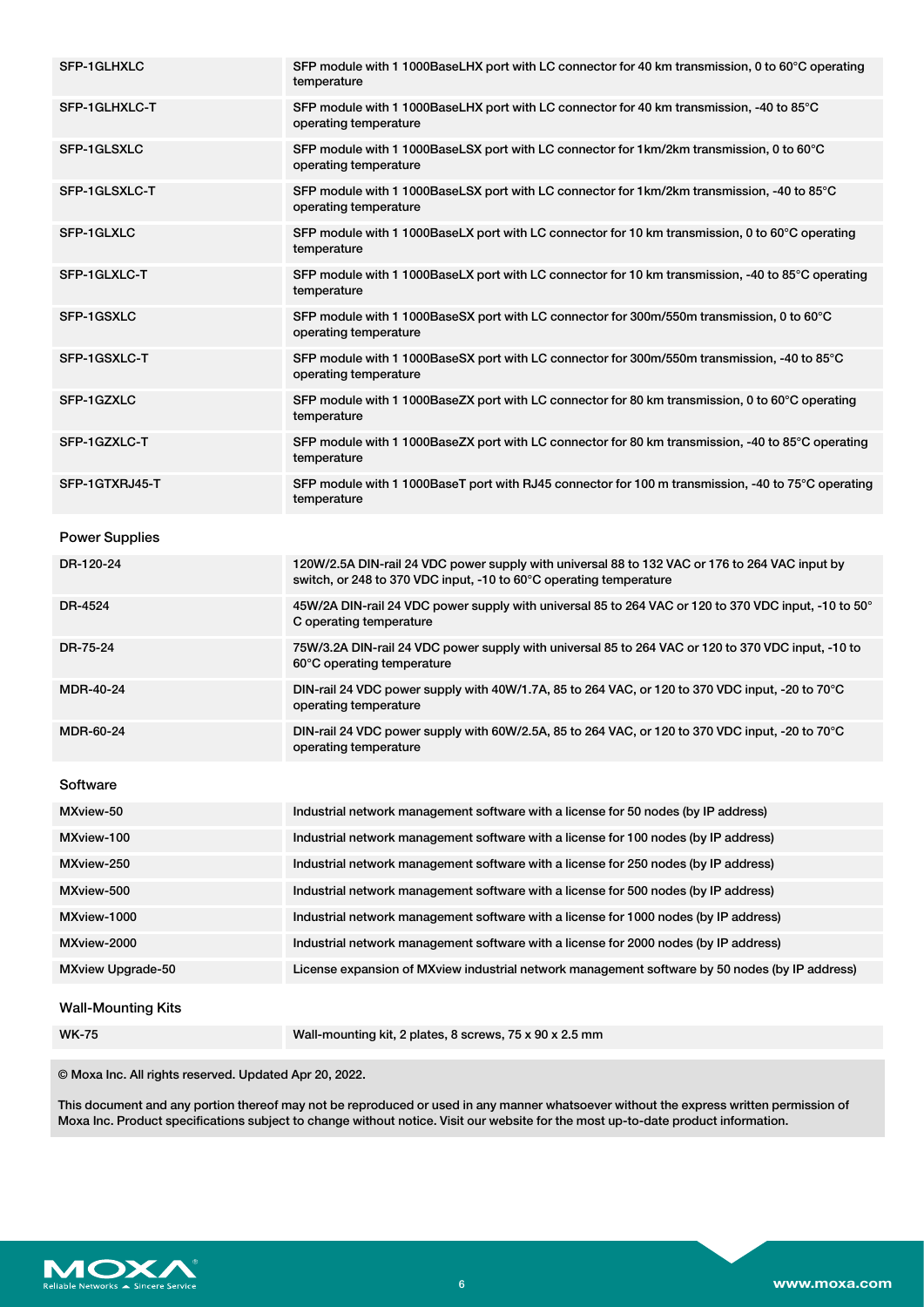| | |
|---|---|
| SFP-1GLHXLC | SFP module with 1 1000BaseLHX port with LC connector for 40 km transmission, 0 to 60°C operating temperature |
| SFP-1GLHXLC-T | SFP module with 1 1000BaseLHX port with LC connector for 40 km transmission, -40 to 85°C operating temperature |
| SFP-1GLSXLC | SFP module with 1 1000BaseLSX port with LC connector for 1km/2km transmission, 0 to 60°C operating temperature |
| SFP-1GLSXLC-T | SFP module with 1 1000BaseLSX port with LC connector for 1km/2km transmission, -40 to 85°C operating temperature |
| SFP-1GLXLC | SFP module with 1 1000BaseLX port with LC connector for 10 km transmission, 0 to 60°C operating temperature |
| SFP-1GLXLC-T | SFP module with 1 1000BaseLX port with LC connector for 10 km transmission, -40 to 85°C operating temperature |
| SFP-1GSXLC | SFP module with 1 1000BaseSX port with LC connector for 300m/550m transmission, 0 to 60°C operating temperature |
| SFP-1GSXLC-T | SFP module with 1 1000BaseSX port with LC connector for 300m/550m transmission, -40 to 85°C operating temperature |
| SFP-1GZXLC | SFP module with 1 1000BaseZX port with LC connector for 80 km transmission, 0 to 60°C operating temperature |
| SFP-1GZXLC-T | SFP module with 1 1000BaseZX port with LC connector for 80 km transmission, -40 to 85°C operating temperature |
| SFP-1GTXRJ45-T | SFP module with 1 1000BaseT port with RJ45 connector for 100 m transmission, -40 to 75°C operating temperature |

### Power Supplies

| | |
|---|---|
| DR-120-24 | 120W/2.5A DIN-rail 24 VDC power supply with universal 88 to 132 VAC or 176 to 264 VAC input by switch, or 248 to 370 VDC input, -10 to 60°C operating temperature |
| DR-4524 | 45W/2A DIN-rail 24 VDC power supply with universal 85 to 264 VAC or 120 to 370 VDC input, -10 to 50° C operating temperature |
| DR-75-24 | 75W/3.2A DIN-rail 24 VDC power supply with universal 85 to 264 VAC or 120 to 370 VDC input, -10 to 60°C operating temperature |
| MDR-40-24 | DIN-rail 24 VDC power supply with 40W/1.7A, 85 to 264 VAC, or 120 to 370 VDC input, -20 to 70°C operating temperature |
| MDR-60-24 | DIN-rail 24 VDC power supply with 60W/2.5A, 85 to 264 VAC, or 120 to 370 VDC input, -20 to 70°C operating temperature |

### Software

| | |
|---|---|
| MXview-50 | Industrial network management software with a license for 50 nodes (by IP address) |
| MXview-100 | Industrial network management software with a license for 100 nodes (by IP address) |
| MXview-250 | Industrial network management software with a license for 250 nodes (by IP address) |
| MXview-500 | Industrial network management software with a license for 500 nodes (by IP address) |
| MXview-1000 | Industrial network management software with a license for 1000 nodes (by IP address) |
| MXview-2000 | Industrial network management software with a license for 2000 nodes (by IP address) |
| MXview Upgrade-50 | License expansion of MXview industrial network management software by 50 nodes (by IP address) |

### Wall-Mounting Kits

| | |
|---|---|
| WK-75 | Wall-mounting kit, 2 plates, 8 screws, 75 x 90 x 2.5 mm |

© Moxa Inc. All rights reserved. Updated Apr 20, 2022.

This document and any portion thereof may not be reproduced or used in any manner whatsoever without the express written permission of Moxa Inc. Product specifications subject to change without notice. Visit our website for the most up-to-date product information.